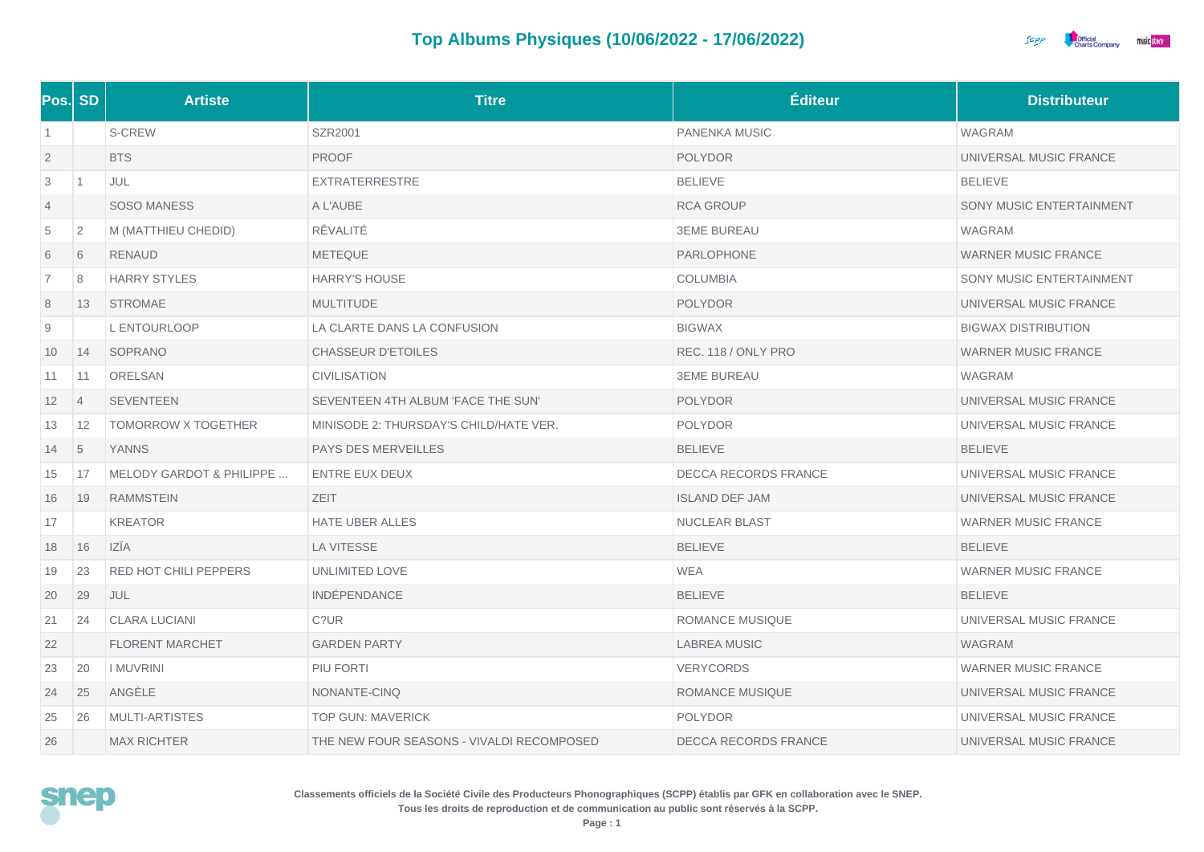# Top Albums Physiques (10/06/2022 - 17/06/2022)

| Pos. | SD | Artiste | Titre | Éditeur | Distributeur |
|---|---|---|---|---|---|
| 1 | | S-CREW | SZR2001 | PANENKA MUSIC | WAGRAM |
| 2 | | BTS | PROOF | POLYDOR | UNIVERSAL MUSIC FRANCE |
| 3 | 1 | JUL | EXTRATERRESTRE | BELIEVE | BELIEVE |
| 4 | | SOSO MANESS | A L'AUBE | RCA GROUP | SONY MUSIC ENTERTAINMENT |
| 5 | 2 | M (MATTHIEU CHEDID) | RÊVALITÉ | 3EME BUREAU | WAGRAM |
| 6 | 6 | RENAUD | METEQUE | PARLOPHONE | WARNER MUSIC FRANCE |
| 7 | 8 | HARRY STYLES | HARRY'S HOUSE | COLUMBIA | SONY MUSIC ENTERTAINMENT |
| 8 | 13 | STROMAE | MULTITUDE | POLYDOR | UNIVERSAL MUSIC FRANCE |
| 9 | | L ENTOURLOOP | LA CLARTE DANS LA CONFUSION | BIGWAX | BIGWAX DISTRIBUTION |
| 10 | 14 | SOPRANO | CHASSEUR D'ETOILES | REC. 118 / ONLY PRO | WARNER MUSIC FRANCE |
| 11 | 11 | ORELSAN | CIVILISATION | 3EME BUREAU | WAGRAM |
| 12 | 4 | SEVENTEEN | SEVENTEEN 4TH ALBUM 'FACE THE SUN' | POLYDOR | UNIVERSAL MUSIC FRANCE |
| 13 | 12 | TOMORROW X TOGETHER | MINISODE 2: THURSDAY'S CHILD/HATE VER. | POLYDOR | UNIVERSAL MUSIC FRANCE |
| 14 | 5 | YANNS | PAYS DES MERVEILLES | BELIEVE | BELIEVE |
| 15 | 17 | MELODY GARDOT & PHILIPPE ... | ENTRE EUX DEUX | DECCA RECORDS FRANCE | UNIVERSAL MUSIC FRANCE |
| 16 | 19 | RAMMSTEIN | ZEIT | ISLAND DEF JAM | UNIVERSAL MUSIC FRANCE |
| 17 | | KREATOR | HATE UBER ALLES | NUCLEAR BLAST | WARNER MUSIC FRANCE |
| 18 | 16 | IZÏA | LA VITESSE | BELIEVE | BELIEVE |
| 19 | 23 | RED HOT CHILI PEPPERS | UNLIMITED LOVE | WEA | WARNER MUSIC FRANCE |
| 20 | 29 | JUL | INDÉPENDANCE | BELIEVE | BELIEVE |
| 21 | 24 | CLARA LUCIANI | C?UR | ROMANCE MUSIQUE | UNIVERSAL MUSIC FRANCE |
| 22 | | FLORENT MARCHET | GARDEN PARTY | LABREA MUSIC | WAGRAM |
| 23 | 20 | I MUVRINI | PIU FORTI | VERYCORDS | WARNER MUSIC FRANCE |
| 24 | 25 | ANGÈLE | NONANTE-CINQ | ROMANCE MUSIQUE | UNIVERSAL MUSIC FRANCE |
| 25 | 26 | MULTI-ARTISTES | TOP GUN: MAVERICK | POLYDOR | UNIVERSAL MUSIC FRANCE |
| 26 | | MAX RICHTER | THE NEW FOUR SEASONS - VIVALDI RECOMPOSED | DECCA RECORDS FRANCE | UNIVERSAL MUSIC FRANCE |

**Classements officiels de la Société Civile des Producteurs Phonographiques (SCPP) établis par GFK en collaboration avec le SNEP.**
**Tous les droits de reproduction et de communication au public sont réservés à la SCPP.**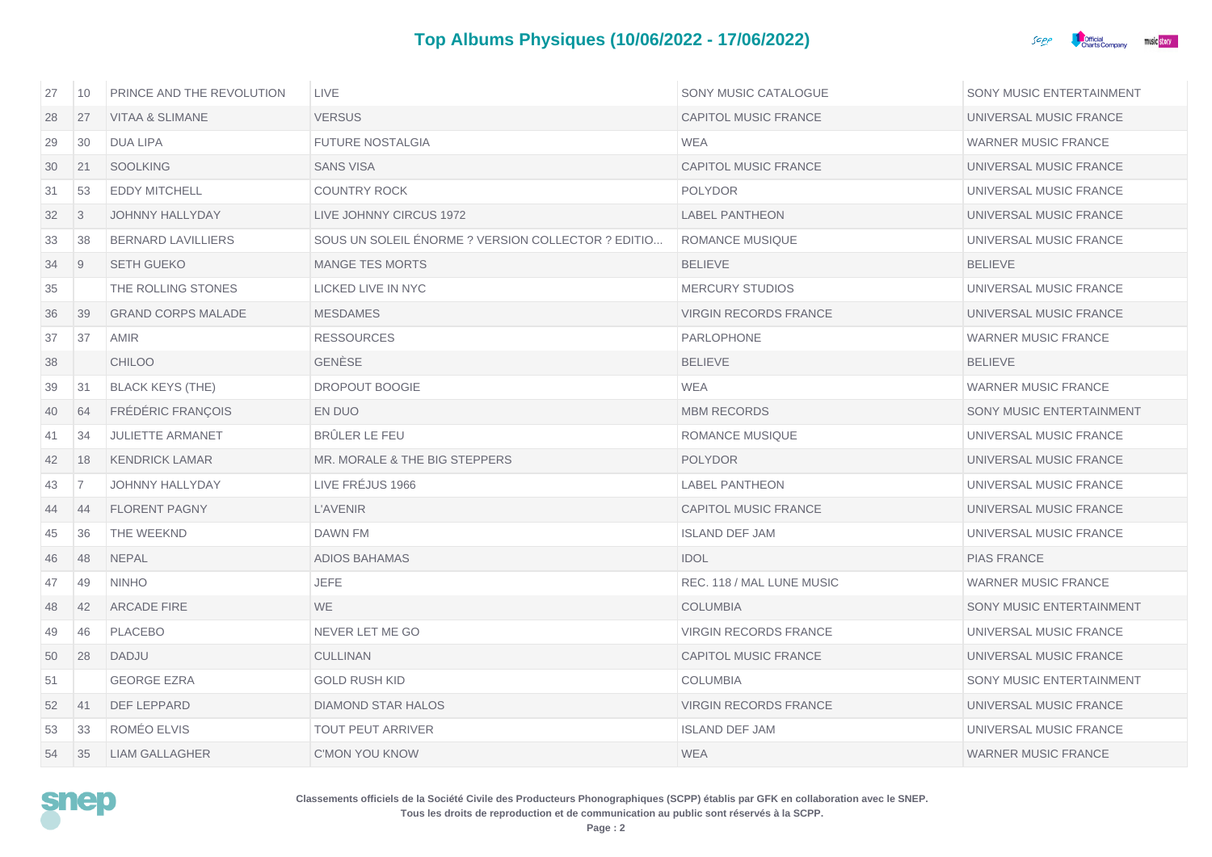## Top Albums Physiques (10/06/2022 - 17/06/2022)

| | | | | | |
|---|---|---|---|---|---|
| 27 | 10 | PRINCE AND THE REVOLUTION | LIVE | SONY MUSIC CATALOGUE | SONY MUSIC ENTERTAINMENT |
| 28 | 27 | VITAA & SLIMANE | VERSUS | CAPITOL MUSIC FRANCE | UNIVERSAL MUSIC FRANCE |
| 29 | 30 | DUA LIPA | FUTURE NOSTALGIA | WEA | WARNER MUSIC FRANCE |
| 30 | 21 | SOOLKING | SANS VISA | CAPITOL MUSIC FRANCE | UNIVERSAL MUSIC FRANCE |
| 31 | 53 | EDDY MITCHELL | COUNTRY ROCK | POLYDOR | UNIVERSAL MUSIC FRANCE |
| 32 | 3 | JOHNNY HALLYDAY | LIVE JOHNNY CIRCUS 1972 | LABEL PANTHEON | UNIVERSAL MUSIC FRANCE |
| 33 | 38 | BERNARD LAVILLIERS | SOUS UN SOLEIL ÉNORME ? VERSION COLLECTOR ? EDITIO... | ROMANCE MUSIQUE | UNIVERSAL MUSIC FRANCE |
| 34 | 9 | SETH GUEKO | MANGE TES MORTS | BELIEVE | BELIEVE |
| 35 | | THE ROLLING STONES | LICKED LIVE IN NYC | MERCURY STUDIOS | UNIVERSAL MUSIC FRANCE |
| 36 | 39 | GRAND CORPS MALADE | MESDAMES | VIRGIN RECORDS FRANCE | UNIVERSAL MUSIC FRANCE |
| 37 | 37 | AMIR | RESSOURCES | PARLOPHONE | WARNER MUSIC FRANCE |
| 38 | | CHILOO | GENÈSE | BELIEVE | BELIEVE |
| 39 | 31 | BLACK KEYS (THE) | DROPOUT BOOGIE | WEA | WARNER MUSIC FRANCE |
| 40 | 64 | FRÉDÉRIC FRANÇOIS | EN DUO | MBM RECORDS | SONY MUSIC ENTERTAINMENT |
| 41 | 34 | JULIETTE ARMANET | BRÛLER LE FEU | ROMANCE MUSIQUE | UNIVERSAL MUSIC FRANCE |
| 42 | 18 | KENDRICK LAMAR | MR. MORALE & THE BIG STEPPERS | POLYDOR | UNIVERSAL MUSIC FRANCE |
| 43 | 7 | JOHNNY HALLYDAY | LIVE FRÉJUS 1966 | LABEL PANTHEON | UNIVERSAL MUSIC FRANCE |
| 44 | 44 | FLORENT PAGNY | L'AVENIR | CAPITOL MUSIC FRANCE | UNIVERSAL MUSIC FRANCE |
| 45 | 36 | THE WEEKND | DAWN FM | ISLAND DEF JAM | UNIVERSAL MUSIC FRANCE |
| 46 | 48 | NEPAL | ADIOS BAHAMAS | IDOL | PIAS FRANCE |
| 47 | 49 | NINHO | JEFE | REC. 118 / MAL LUNE MUSIC | WARNER MUSIC FRANCE |
| 48 | 42 | ARCADE FIRE | WE | COLUMBIA | SONY MUSIC ENTERTAINMENT |
| 49 | 46 | PLACEBO | NEVER LET ME GO | VIRGIN RECORDS FRANCE | UNIVERSAL MUSIC FRANCE |
| 50 | 28 | DADJU | CULLINAN | CAPITOL MUSIC FRANCE | UNIVERSAL MUSIC FRANCE |
| 51 | | GEORGE EZRA | GOLD RUSH KID | COLUMBIA | SONY MUSIC ENTERTAINMENT |
| 52 | 41 | DEF LEPPARD | DIAMOND STAR HALOS | VIRGIN RECORDS FRANCE | UNIVERSAL MUSIC FRANCE |
| 53 | 33 | ROMÉO ELVIS | TOUT PEUT ARRIVER | ISLAND DEF JAM | UNIVERSAL MUSIC FRANCE |
| 54 | 35 | LIAM GALLAGHER | C'MON YOU KNOW | WEA | WARNER MUSIC FRANCE |

**Classements officiels de la Société Civile des Producteurs Phonographiques (SCPP) établis par GFK en collaboration avec le SNEP.**
**Tous les droits de reproduction et de communication au public sont réservés à la SCPP.**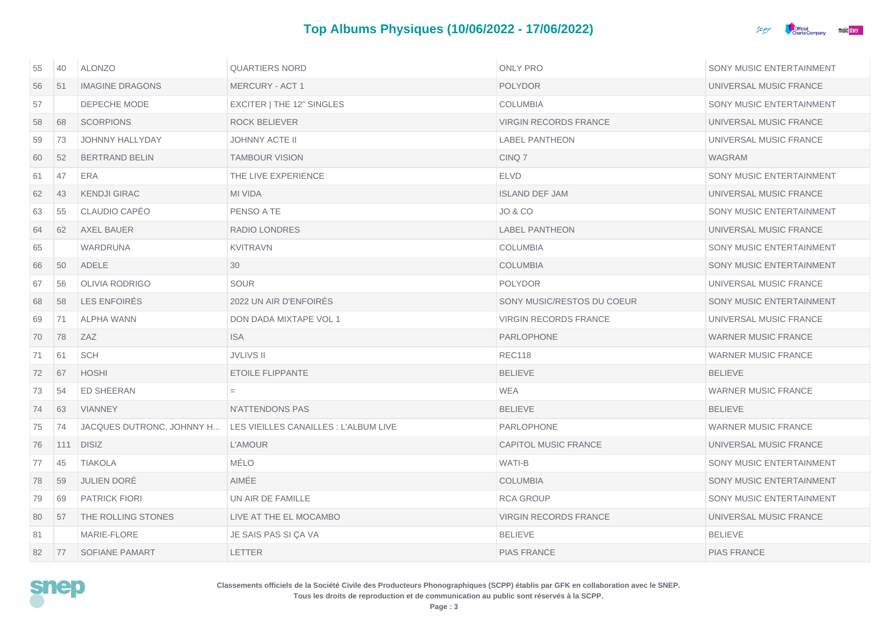# Top Albums Physiques (10/06/2022 - 17/06/2022)

| | | | | | |
|---|---|---|---|---|---|
| 55 | 40 | ALONZO | QUARTIERS NORD | ONLY PRO | SONY MUSIC ENTERTAINMENT |
| 56 | 51 | IMAGINE DRAGONS | MERCURY - ACT 1 | POLYDOR | UNIVERSAL MUSIC FRANCE |
| 57 | | DEPECHE MODE | EXCITER \| THE 12" SINGLES | COLUMBIA | SONY MUSIC ENTERTAINMENT |
| 58 | 68 | SCORPIONS | ROCK BELIEVER | VIRGIN RECORDS FRANCE | UNIVERSAL MUSIC FRANCE |
| 59 | 73 | JOHNNY HALLYDAY | JOHNNY ACTE II | LABEL PANTHEON | UNIVERSAL MUSIC FRANCE |
| 60 | 52 | BERTRAND BELIN | TAMBOUR VISION | CINQ 7 | WAGRAM |
| 61 | 47 | ERA | THE LIVE EXPERIENCE | ELVD | SONY MUSIC ENTERTAINMENT |
| 62 | 43 | KENDJI GIRAC | MI VIDA | ISLAND DEF JAM | UNIVERSAL MUSIC FRANCE |
| 63 | 55 | CLAUDIO CAPÉO | PENSO A TE | JO & CO | SONY MUSIC ENTERTAINMENT |
| 64 | 62 | AXEL BAUER | RADIO LONDRES | LABEL PANTHEON | UNIVERSAL MUSIC FRANCE |
| 65 | | WARDRUNA | KVITRAVN | COLUMBIA | SONY MUSIC ENTERTAINMENT |
| 66 | 50 | ADELE | 30 | COLUMBIA | SONY MUSIC ENTERTAINMENT |
| 67 | 56 | OLIVIA RODRIGO | SOUR | POLYDOR | UNIVERSAL MUSIC FRANCE |
| 68 | 58 | LES ENFOIRÉS | 2022 UN AIR D'ENFOIRÉS | SONY MUSIC/RESTOS DU COEUR | SONY MUSIC ENTERTAINMENT |
| 69 | 71 | ALPHA WANN | DON DADA MIXTAPE VOL 1 | VIRGIN RECORDS FRANCE | UNIVERSAL MUSIC FRANCE |
| 70 | 78 | ZAZ | ISA | PARLOPHONE | WARNER MUSIC FRANCE |
| 71 | 61 | SCH | JVLIVS II | REC118 | WARNER MUSIC FRANCE |
| 72 | 67 | HOSHI | ETOILE FLIPPANTE | BELIEVE | BELIEVE |
| 73 | 54 | ED SHEERAN | = | WEA | WARNER MUSIC FRANCE |
| 74 | 63 | VIANNEY | N'ATTENDONS PAS | BELIEVE | BELIEVE |
| 75 | 74 | JACQUES DUTRONC, JOHNNY H... | LES VIEILLES CANAILLES : L'ALBUM LIVE | PARLOPHONE | WARNER MUSIC FRANCE |
| 76 | 111 | DISIZ | L'AMOUR | CAPITOL MUSIC FRANCE | UNIVERSAL MUSIC FRANCE |
| 77 | 45 | TIAKOLA | MÉLO | WATI-B | SONY MUSIC ENTERTAINMENT |
| 78 | 59 | JULIEN DORÉ | AIMÉE | COLUMBIA | SONY MUSIC ENTERTAINMENT |
| 79 | 69 | PATRICK FIORI | UN AIR DE FAMILLE | RCA GROUP | SONY MUSIC ENTERTAINMENT |
| 80 | 57 | THE ROLLING STONES | LIVE AT THE EL MOCAMBO | VIRGIN RECORDS FRANCE | UNIVERSAL MUSIC FRANCE |
| 81 | | MARIE-FLORE | JE SAIS PAS SI ÇA VA | BELIEVE | BELIEVE |
| 82 | 77 | SOFIANE PAMART | LETTER | PIAS FRANCE | PIAS FRANCE |

**Classements officiels de la Société Civile des Producteurs Phonographiques (SCPP) établis par GFK en collaboration avec le SNEP.**
**Tous les droits de reproduction et de communication au public sont réservés à la SCPP.**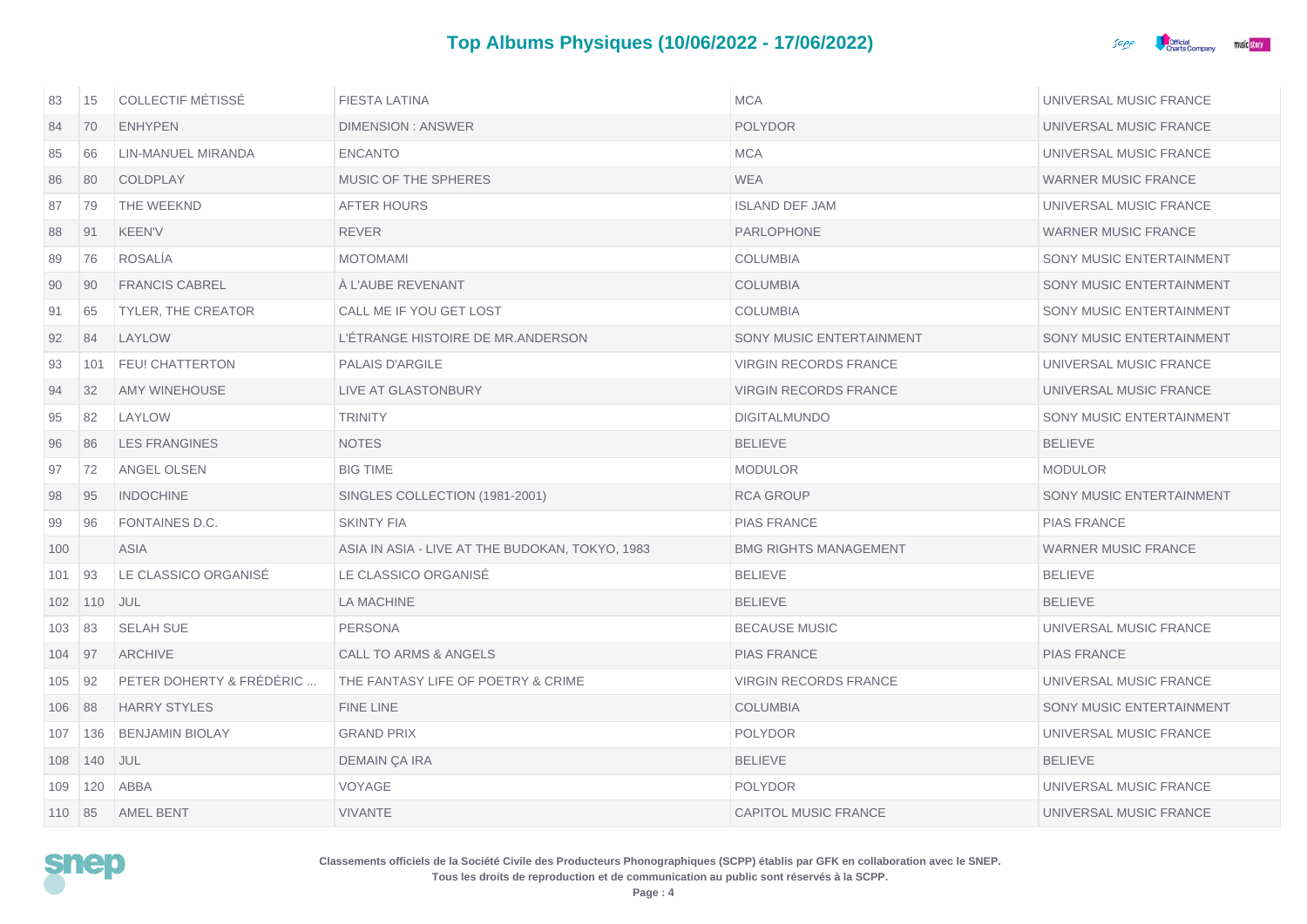# Top Albums Physiques (10/06/2022 - 17/06/2022)

| | | | | | |
|---|---|---|---|---|---|
| 83 | 15 | COLLECTIF MÉTISSÉ | FIESTA LATINA | MCA | UNIVERSAL MUSIC FRANCE |
| 84 | 70 | ENHYPEN | DIMENSION : ANSWER | POLYDOR | UNIVERSAL MUSIC FRANCE |
| 85 | 66 | LIN-MANUEL MIRANDA | ENCANTO | MCA | UNIVERSAL MUSIC FRANCE |
| 86 | 80 | COLDPLAY | MUSIC OF THE SPHERES | WEA | WARNER MUSIC FRANCE |
| 87 | 79 | THE WEEKND | AFTER HOURS | ISLAND DEF JAM | UNIVERSAL MUSIC FRANCE |
| 88 | 91 | KEEN'V | REVER | PARLOPHONE | WARNER MUSIC FRANCE |
| 89 | 76 | ROSALÍA | MOTOMAMI | COLUMBIA | SONY MUSIC ENTERTAINMENT |
| 90 | 90 | FRANCIS CABREL | À L'AUBE REVENANT | COLUMBIA | SONY MUSIC ENTERTAINMENT |
| 91 | 65 | TYLER, THE CREATOR | CALL ME IF YOU GET LOST | COLUMBIA | SONY MUSIC ENTERTAINMENT |
| 92 | 84 | LAYLOW | L'ÉTRANGE HISTOIRE DE MR.ANDERSON | SONY MUSIC ENTERTAINMENT | SONY MUSIC ENTERTAINMENT |
| 93 | 101 | FEU! CHATTERTON | PALAIS D'ARGILE | VIRGIN RECORDS FRANCE | UNIVERSAL MUSIC FRANCE |
| 94 | 32 | AMY WINEHOUSE | LIVE AT GLASTONBURY | VIRGIN RECORDS FRANCE | UNIVERSAL MUSIC FRANCE |
| 95 | 82 | LAYLOW | TRINITY | DIGITALMUNDO | SONY MUSIC ENTERTAINMENT |
| 96 | 86 | LES FRANGINES | NOTES | BELIEVE | BELIEVE |
| 97 | 72 | ANGEL OLSEN | BIG TIME | MODULOR | MODULOR |
| 98 | 95 | INDOCHINE | SINGLES COLLECTION (1981-2001) | RCA GROUP | SONY MUSIC ENTERTAINMENT |
| 99 | 96 | FONTAINES D.C. | SKINTY FIA | PIAS FRANCE | PIAS FRANCE |
| 100 | | ASIA | ASIA IN ASIA - LIVE AT THE BUDOKAN, TOKYO, 1983 | BMG RIGHTS MANAGEMENT | WARNER MUSIC FRANCE |
| 101 | 93 | LE CLASSICO ORGANISÉ | LE CLASSICO ORGANISÉ | BELIEVE | BELIEVE |
| 102 | 110 | JUL | LA MACHINE | BELIEVE | BELIEVE |
| 103 | 83 | SELAH SUE | PERSONA | BECAUSE MUSIC | UNIVERSAL MUSIC FRANCE |
| 104 | 97 | ARCHIVE | CALL TO ARMS & ANGELS | PIAS FRANCE | PIAS FRANCE |
| 105 | 92 | PETER DOHERTY & FRÉDÉRIC ... | THE FANTASY LIFE OF POETRY & CRIME | VIRGIN RECORDS FRANCE | UNIVERSAL MUSIC FRANCE |
| 106 | 88 | HARRY STYLES | FINE LINE | COLUMBIA | SONY MUSIC ENTERTAINMENT |
| 107 | 136 | BENJAMIN BIOLAY | GRAND PRIX | POLYDOR | UNIVERSAL MUSIC FRANCE |
| 108 | 140 | JUL | DEMAIN ÇA IRA | BELIEVE | BELIEVE |
| 109 | 120 | ABBA | VOYAGE | POLYDOR | UNIVERSAL MUSIC FRANCE |
| 110 | 85 | AMEL BENT | VIVANTE | CAPITOL MUSIC FRANCE | UNIVERSAL MUSIC FRANCE |

**Classements officiels de la Société Civile des Producteurs Phonographiques (SCPP) établis par GFK en collaboration avec le SNEP.**
**Tous les droits de reproduction et de communication au public sont réservés à la SCPP.**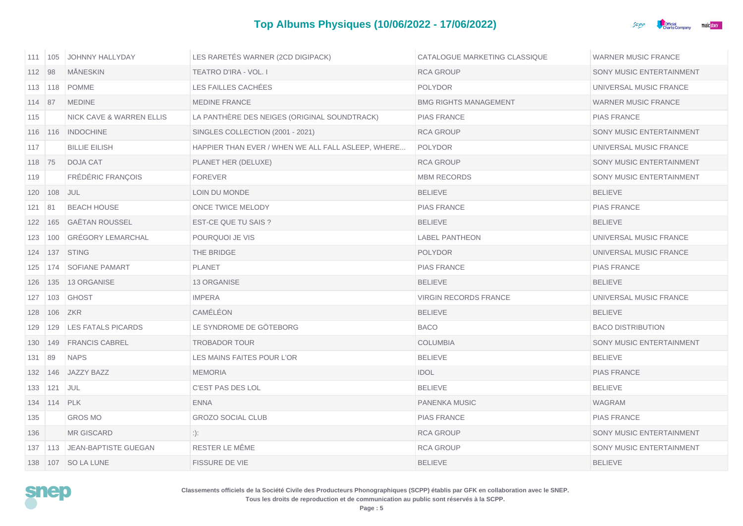## Top Albums Physiques (10/06/2022 - 17/06/2022)

| | | | | | |
|---|---|---|---|---|---|
| 111 | 105 | JOHNNY HALLYDAY | LES RARETÉS WARNER (2CD DIGIPACK) | CATALOGUE MARKETING CLASSIQUE | WARNER MUSIC FRANCE |
| 112 | 98 | MÅNESKIN | TEATRO D'IRA - VOL. I | RCA GROUP | SONY MUSIC ENTERTAINMENT |
| 113 | 118 | POMME | LES FAILLES CACHÉES | POLYDOR | UNIVERSAL MUSIC FRANCE |
| 114 | 87 | MEDINE | MEDINE FRANCE | BMG RIGHTS MANAGEMENT | WARNER MUSIC FRANCE |
| 115 | | NICK CAVE & WARREN ELLIS | LA PANTHÈRE DES NEIGES (ORIGINAL SOUNDTRACK) | PIAS FRANCE | PIAS FRANCE |
| 116 | 116 | INDOCHINE | SINGLES COLLECTION (2001 - 2021) | RCA GROUP | SONY MUSIC ENTERTAINMENT |
| 117 | | BILLIE EILISH | HAPPIER THAN EVER / WHEN WE ALL FALL ASLEEP, WHERE... | POLYDOR | UNIVERSAL MUSIC FRANCE |
| 118 | 75 | DOJA CAT | PLANET HER (DELUXE) | RCA GROUP | SONY MUSIC ENTERTAINMENT |
| 119 | | FRÉDÉRIC FRANÇOIS | FOREVER | MBM RECORDS | SONY MUSIC ENTERTAINMENT |
| 120 | 108 | JUL | LOIN DU MONDE | BELIEVE | BELIEVE |
| 121 | 81 | BEACH HOUSE | ONCE TWICE MELODY | PIAS FRANCE | PIAS FRANCE |
| 122 | 165 | GAËTAN ROUSSEL | EST-CE QUE TU SAIS ? | BELIEVE | BELIEVE |
| 123 | 100 | GRÉGORY LEMARCHAL | POURQUOI JE VIS | LABEL PANTHEON | UNIVERSAL MUSIC FRANCE |
| 124 | 137 | STING | THE BRIDGE | POLYDOR | UNIVERSAL MUSIC FRANCE |
| 125 | 174 | SOFIANE PAMART | PLANET | PIAS FRANCE | PIAS FRANCE |
| 126 | 135 | 13 ORGANISE | 13 ORGANISE | BELIEVE | BELIEVE |
| 127 | 103 | GHOST | IMPERA | VIRGIN RECORDS FRANCE | UNIVERSAL MUSIC FRANCE |
| 128 | 106 | ZKR | CAMÉLÉON | BELIEVE | BELIEVE |
| 129 | 129 | LES FATALS PICARDS | LE SYNDROME DE GÖTEBORG | BACO | BACO DISTRIBUTION |
| 130 | 149 | FRANCIS CABREL | TROBADOR TOUR | COLUMBIA | SONY MUSIC ENTERTAINMENT |
| 131 | 89 | NAPS | LES MAINS FAITES POUR L'OR | BELIEVE | BELIEVE |
| 132 | 146 | JAZZY BAZZ | MEMORIA | IDOL | PIAS FRANCE |
| 133 | 121 | JUL | C'EST PAS DES LOL | BELIEVE | BELIEVE |
| 134 | 114 | PLK | ENNA | PANENKA MUSIC | WAGRAM |
| 135 | | GROS MO | GROZO SOCIAL CLUB | PIAS FRANCE | PIAS FRANCE |
| 136 | | MR GISCARD | :): | RCA GROUP | SONY MUSIC ENTERTAINMENT |
| 137 | 113 | JEAN-BAPTISTE GUEGAN | RESTER LE MÊME | RCA GROUP | SONY MUSIC ENTERTAINMENT |
| 138 | 107 | SO LA LUNE | FISSURE DE VIE | BELIEVE | BELIEVE |

**Classements officiels de la Société Civile des Producteurs Phonographiques (SCPP) établis par GFK en collaboration avec le SNEP.**
**Tous les droits de reproduction et de communication au public sont réservés à la SCPP.**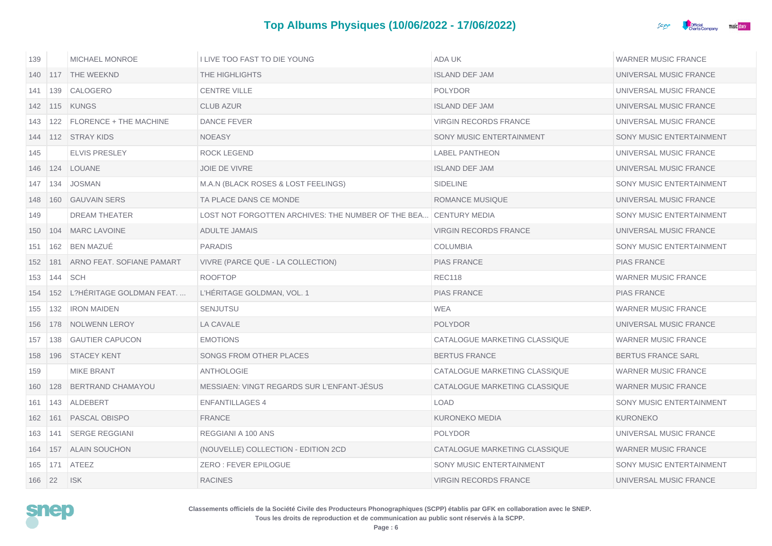## Top Albums Physiques (10/06/2022 - 17/06/2022)

| | | | | | |
|---|---|---|---|---|---|
| 139 | | MICHAEL MONROE | I LIVE TOO FAST TO DIE YOUNG | ADA UK | WARNER MUSIC FRANCE |
| 140 | 117 | THE WEEKND | THE HIGHLIGHTS | ISLAND DEF JAM | UNIVERSAL MUSIC FRANCE |
| 141 | 139 | CALOGERO | CENTRE VILLE | POLYDOR | UNIVERSAL MUSIC FRANCE |
| 142 | 115 | KUNGS | CLUB AZUR | ISLAND DEF JAM | UNIVERSAL MUSIC FRANCE |
| 143 | 122 | FLORENCE + THE MACHINE | DANCE FEVER | VIRGIN RECORDS FRANCE | UNIVERSAL MUSIC FRANCE |
| 144 | 112 | STRAY KIDS | NOEASY | SONY MUSIC ENTERTAINMENT | SONY MUSIC ENTERTAINMENT |
| 145 | | ELVIS PRESLEY | ROCK LEGEND | LABEL PANTHEON | UNIVERSAL MUSIC FRANCE |
| 146 | 124 | LOUANE | JOIE DE VIVRE | ISLAND DEF JAM | UNIVERSAL MUSIC FRANCE |
| 147 | 134 | JOSMAN | M.A.N (BLACK ROSES & LOST FEELINGS) | SIDELINE | SONY MUSIC ENTERTAINMENT |
| 148 | 160 | GAUVAIN SERS | TA PLACE DANS CE MONDE | ROMANCE MUSIQUE | UNIVERSAL MUSIC FRANCE |
| 149 | | DREAM THEATER | LOST NOT FORGOTTEN ARCHIVES: THE NUMBER OF THE BEA... | CENTURY MEDIA | SONY MUSIC ENTERTAINMENT |
| 150 | 104 | MARC LAVOINE | ADULTE JAMAIS | VIRGIN RECORDS FRANCE | UNIVERSAL MUSIC FRANCE |
| 151 | 162 | BEN MAZUÉ | PARADIS | COLUMBIA | SONY MUSIC ENTERTAINMENT |
| 152 | 181 | ARNO FEAT. SOFIANE PAMART | VIVRE (PARCE QUE - LA COLLECTION) | PIAS FRANCE | PIAS FRANCE |
| 153 | 144 | SCH | ROOFTOP | REC118 | WARNER MUSIC FRANCE |
| 154 | 152 | L?HÉRITAGE GOLDMAN FEAT. ... | L'HÉRITAGE GOLDMAN, VOL. 1 | PIAS FRANCE | PIAS FRANCE |
| 155 | 132 | IRON MAIDEN | SENJUTSU | WEA | WARNER MUSIC FRANCE |
| 156 | 178 | NOLWENN LEROY | LA CAVALE | POLYDOR | UNIVERSAL MUSIC FRANCE |
| 157 | 138 | GAUTIER CAPUCON | EMOTIONS | CATALOGUE MARKETING CLASSIQUE | WARNER MUSIC FRANCE |
| 158 | 196 | STACEY KENT | SONGS FROM OTHER PLACES | BERTUS FRANCE | BERTUS FRANCE SARL |
| 159 | | MIKE BRANT | ANTHOLOGIE | CATALOGUE MARKETING CLASSIQUE | WARNER MUSIC FRANCE |
| 160 | 128 | BERTRAND CHAMAYOU | MESSIAEN: VINGT REGARDS SUR L'ENFANT-JÉSUS | CATALOGUE MARKETING CLASSIQUE | WARNER MUSIC FRANCE |
| 161 | 143 | ALDEBERT | ENFANTILLAGES 4 | LOAD | SONY MUSIC ENTERTAINMENT |
| 162 | 161 | PASCAL OBISPO | FRANCE | KURONEKO MEDIA | KURONEKO |
| 163 | 141 | SERGE REGGIANI | REGGIANI A 100 ANS | POLYDOR | UNIVERSAL MUSIC FRANCE |
| 164 | 157 | ALAIN SOUCHON | (NOUVELLE) COLLECTION - EDITION 2CD | CATALOGUE MARKETING CLASSIQUE | WARNER MUSIC FRANCE |
| 165 | 171 | ATEEZ | ZERO : FEVER EPILOGUE | SONY MUSIC ENTERTAINMENT | SONY MUSIC ENTERTAINMENT |
| 166 | 22 | ISK | RACINES | VIRGIN RECORDS FRANCE | UNIVERSAL MUSIC FRANCE |

**Classements officiels de la Société Civile des Producteurs Phonographiques (SCPP) établis par GFK en collaboration avec le SNEP.**
**Tous les droits de reproduction et de communication au public sont réservés à la SCPP.**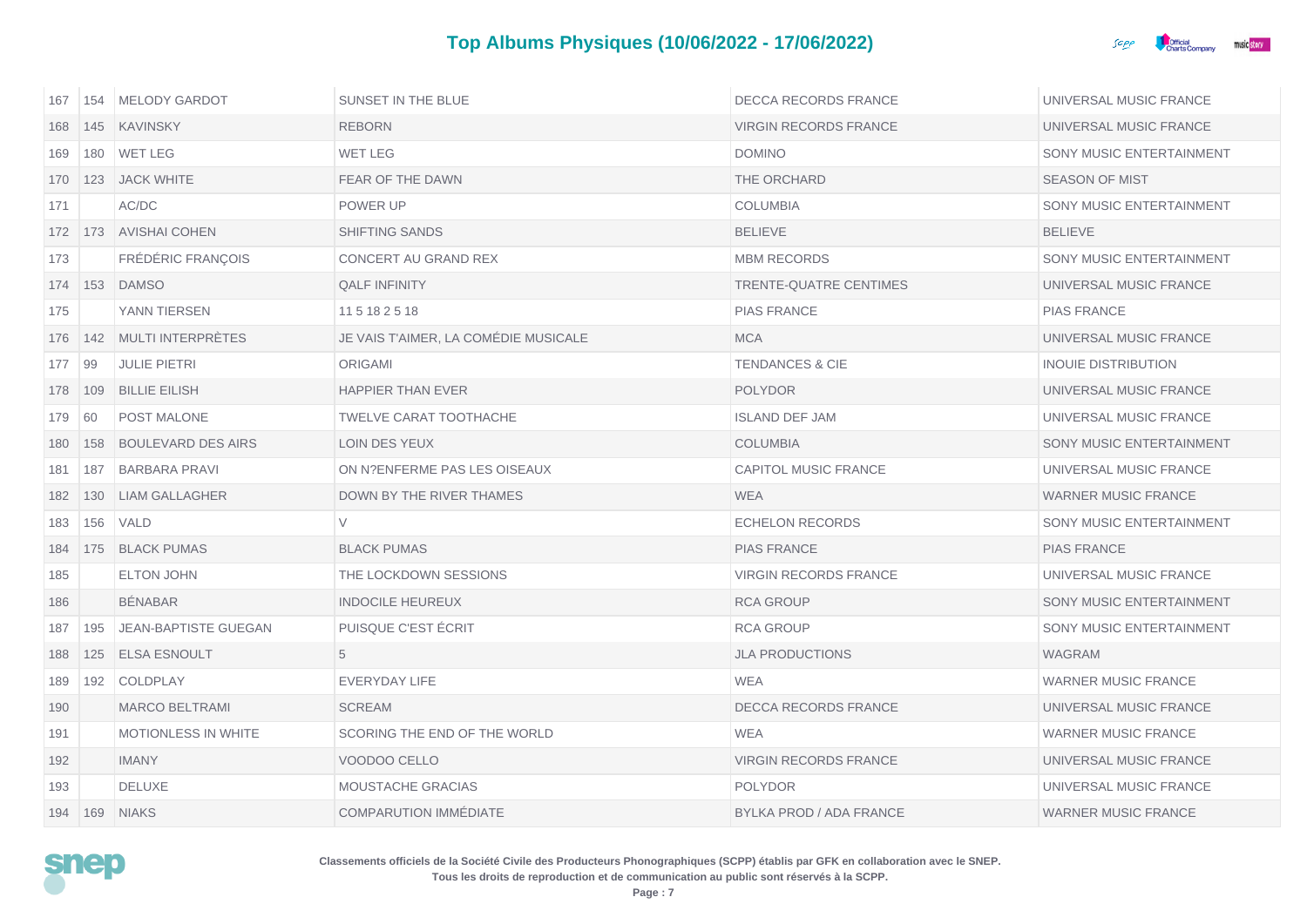## Top Albums Physiques (10/06/2022 - 17/06/2022)

| | | | | | |
|---|---|---|---|---|---|
| 167 | 154 | MELODY GARDOT | SUNSET IN THE BLUE | DECCA RECORDS FRANCE | UNIVERSAL MUSIC FRANCE |
| 168 | 145 | KAVINSKY | REBORN | VIRGIN RECORDS FRANCE | UNIVERSAL MUSIC FRANCE |
| 169 | 180 | WET LEG | WET LEG | DOMINO | SONY MUSIC ENTERTAINMENT |
| 170 | 123 | JACK WHITE | FEAR OF THE DAWN | THE ORCHARD | SEASON OF MIST |
| 171 | | AC/DC | POWER UP | COLUMBIA | SONY MUSIC ENTERTAINMENT |
| 172 | 173 | AVISHAI COHEN | SHIFTING SANDS | BELIEVE | BELIEVE |
| 173 | | FRÉDÉRIC FRANÇOIS | CONCERT AU GRAND REX | MBM RECORDS | SONY MUSIC ENTERTAINMENT |
| 174 | 153 | DAMSO | QALF INFINITY | TRENTE-QUATRE CENTIMES | UNIVERSAL MUSIC FRANCE |
| 175 | | YANN TIERSEN | 11 5 18 2 5 18 | PIAS FRANCE | PIAS FRANCE |
| 176 | 142 | MULTI INTERPRÈTES | JE VAIS T'AIMER, LA COMÉDIE MUSICALE | MCA | UNIVERSAL MUSIC FRANCE |
| 177 | 99 | JULIE PIETRI | ORIGAMI | TENDANCES & CIE | INOUIE DISTRIBUTION |
| 178 | 109 | BILLIE EILISH | HAPPIER THAN EVER | POLYDOR | UNIVERSAL MUSIC FRANCE |
| 179 | 60 | POST MALONE | TWELVE CARAT TOOTHACHE | ISLAND DEF JAM | UNIVERSAL MUSIC FRANCE |
| 180 | 158 | BOULEVARD DES AIRS | LOIN DES YEUX | COLUMBIA | SONY MUSIC ENTERTAINMENT |
| 181 | 187 | BARBARA PRAVI | ON N?ENFERME PAS LES OISEAUX | CAPITOL MUSIC FRANCE | UNIVERSAL MUSIC FRANCE |
| 182 | 130 | LIAM GALLAGHER | DOWN BY THE RIVER THAMES | WEA | WARNER MUSIC FRANCE |
| 183 | 156 | VALD | V | ECHELON RECORDS | SONY MUSIC ENTERTAINMENT |
| 184 | 175 | BLACK PUMAS | BLACK PUMAS | PIAS FRANCE | PIAS FRANCE |
| 185 | | ELTON JOHN | THE LOCKDOWN SESSIONS | VIRGIN RECORDS FRANCE | UNIVERSAL MUSIC FRANCE |
| 186 | | BÉNABAR | INDOCILE HEUREUX | RCA GROUP | SONY MUSIC ENTERTAINMENT |
| 187 | 195 | JEAN-BAPTISTE GUEGAN | PUISQUE C'EST ÉCRIT | RCA GROUP | SONY MUSIC ENTERTAINMENT |
| 188 | 125 | ELSA ESNOULT | 5 | JLA PRODUCTIONS | WAGRAM |
| 189 | 192 | COLDPLAY | EVERYDAY LIFE | WEA | WARNER MUSIC FRANCE |
| 190 | | MARCO BELTRAMI | SCREAM | DECCA RECORDS FRANCE | UNIVERSAL MUSIC FRANCE |
| 191 | | MOTIONLESS IN WHITE | SCORING THE END OF THE WORLD | WEA | WARNER MUSIC FRANCE |
| 192 | | IMANY | VOODOO CELLO | VIRGIN RECORDS FRANCE | UNIVERSAL MUSIC FRANCE |
| 193 | | DELUXE | MOUSTACHE GRACIAS | POLYDOR | UNIVERSAL MUSIC FRANCE |
| 194 | 169 | NIAKS | COMPARUTION IMMÉDIATE | BYLKA PROD / ADA FRANCE | WARNER MUSIC FRANCE |

**Classements officiels de la Société Civile des Producteurs Phonographiques (SCPP) établis par GFK en collaboration avec le SNEP.**
**Tous les droits de reproduction et de communication au public sont réservés à la SCPP.**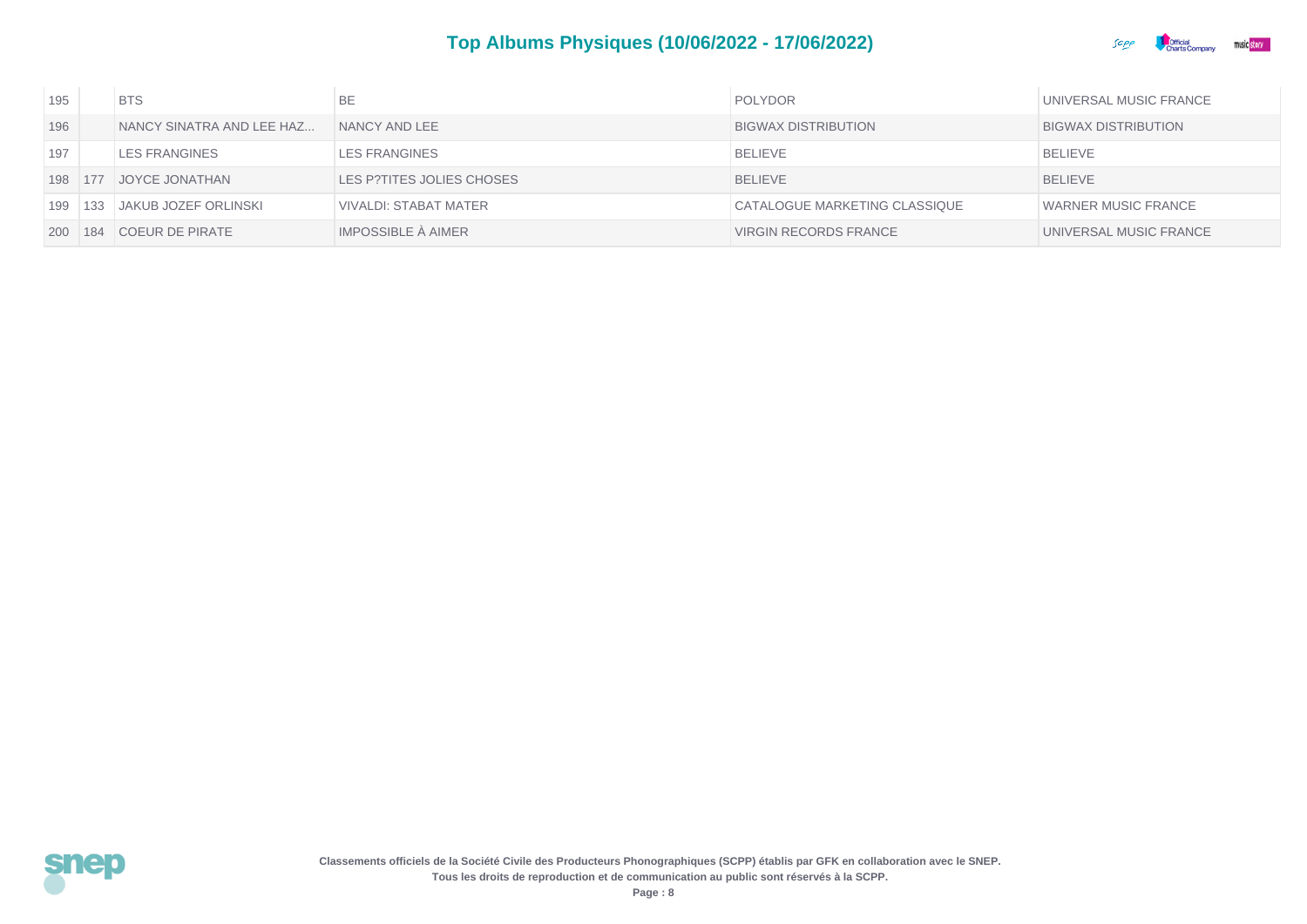# Top Albums Physiques (10/06/2022 - 17/06/2022)

| | | | | | |
|---|---|---|---|---|---|
| 195 | | BTS | BE | POLYDOR | UNIVERSAL MUSIC FRANCE |
| 196 | | NANCY SINATRA AND LEE HAZ... | NANCY AND LEE | BIGWAX DISTRIBUTION | BIGWAX DISTRIBUTION |
| 197 | | LES FRANGINES | LES FRANGINES | BELIEVE | BELIEVE |
| 198 | 177 | JOYCE JONATHAN | LES P?TITES JOLIES CHOSES | BELIEVE | BELIEVE |
| 199 | 133 | JAKUB JOZEF ORLINSKI | VIVALDI: STABAT MATER | CATALOGUE MARKETING CLASSIQUE | WARNER MUSIC FRANCE |
| 200 | 184 | COEUR DE PIRATE | IMPOSSIBLE À AIMER | VIRGIN RECORDS FRANCE | UNIVERSAL MUSIC FRANCE |

**Classements officiels de la Société Civile des Producteurs Phonographiques (SCPP) établis par GFK en collaboration avec le SNEP.**
**Tous les droits de reproduction et de communication au public sont réservés à la SCPP.**